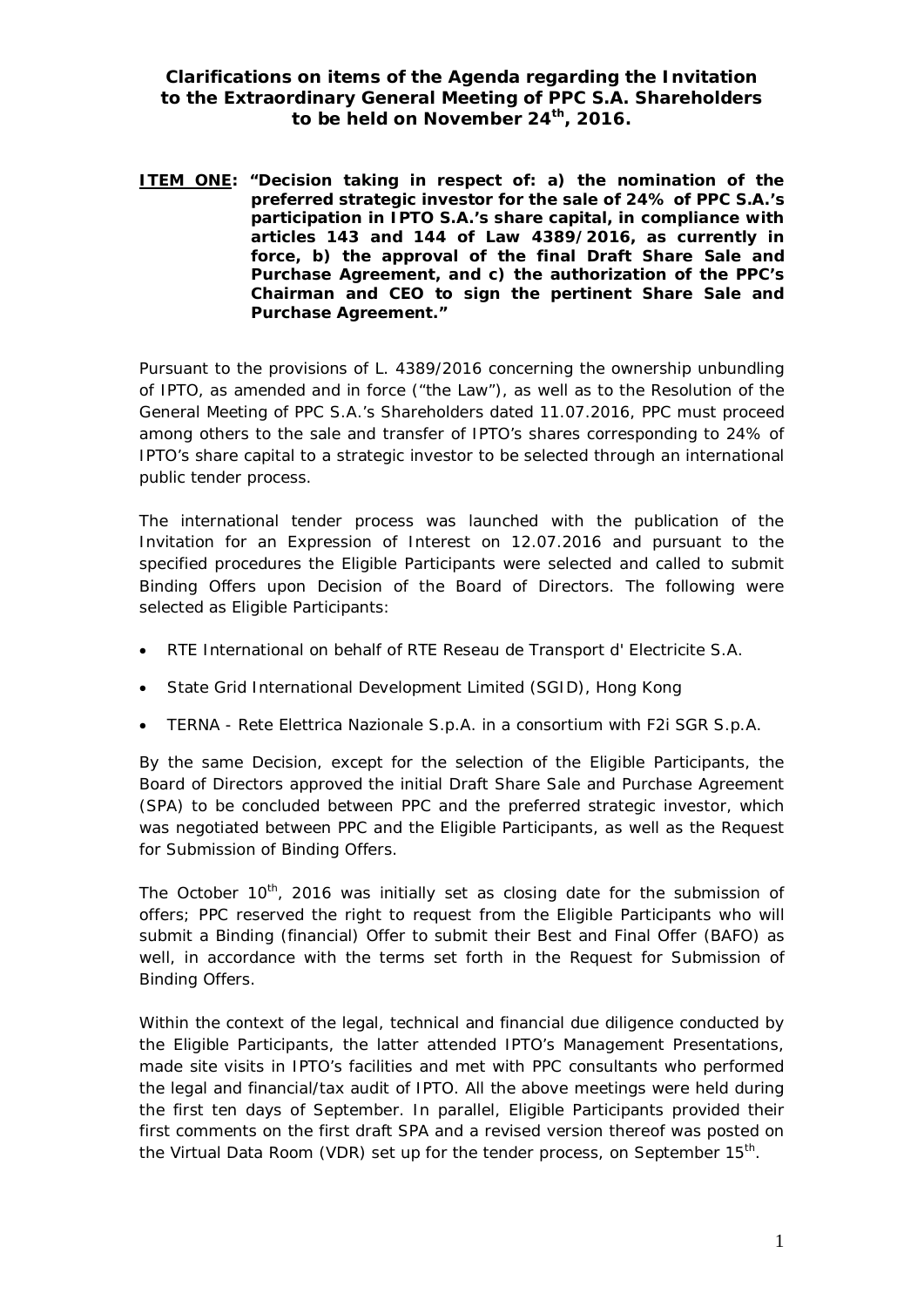# Clarifications on items of the Agenda regarding the Invitation to the Extraordinary General Meeting of PPC S.A. Shareholders to be held on November 24th, 2016.

**ITEM ONE: "Decision taking in respect of: a) the nomination of the preferred strategic investor for the sale of 24% of PPC S.A.'s participation in IPTO S.A.'s share capital, in compliance with articles 143 and 144 of Law 4389/2016, as currently in force, b) the approval of the final Draft Share Sale and Purchase Agreement, and c) the authorization of the PPC's Chairman and CEO to sign the pertinent Share Sale and Purchase Agreement."**

Pursuant to the provisions of L. 4389/2016 concerning the ownership unbundling of IPTO, as amended and in force ("the Law"), as well as to the Resolution of the General Meeting of PPC S.A.'s Shareholders dated 11.07.2016, PPC must proceed among others to the sale and transfer of IPTO's shares corresponding to 24% of IPTO's share capital to a strategic investor to be selected through an international public tender process.

The international tender process was launched with the publication of the Invitation for an Expression of Interest on 12.07.2016 and pursuant to the specified procedures the Eligible Participants were selected and called to submit Binding Offers upon Decision of the Board of Directors. The following were selected as Eligible Participants:

- RTE International on behalf of RTE Reseau de Transport d' Electricite S.A.
- State Grid International Development Limited (SGID), Hong Kong
- TERNA - Rete Elettrica Nazionale S.p.A. in a consortium with F2i SGR S.p.A.

By the same Decision, except for the selection of the Eligible Participants, the Board of Directors approved the initial Draft Share Sale and Purchase Agreement (SPA) to be concluded between PPC and the preferred strategic investor, which was negotiated between PPC and the Eligible Participants, as well as the Request for Submission of Binding Offers.

The October 10th, 2016 was initially set as closing date for the submission of offers; PPC reserved the right to request from the Eligible Participants who will submit a Binding (financial) Offer to submit their Best and Final Offer (BAFO) as well, in accordance with the terms set forth in the Request for Submission of Binding Offers.

Within the context of the legal, technical and financial due diligence conducted by the Eligible Participants, the latter attended IPTO's Management Presentations, made site visits in IPTO's facilities and met with PPC consultants who performed the legal and financial/tax audit of IPTO. All the above meetings were held during the first ten days of September. In parallel, Eligible Participants provided their first comments on the first draft SPA and a revised version thereof was posted on the Virtual Data Room (VDR) set up for the tender process, on September 15th.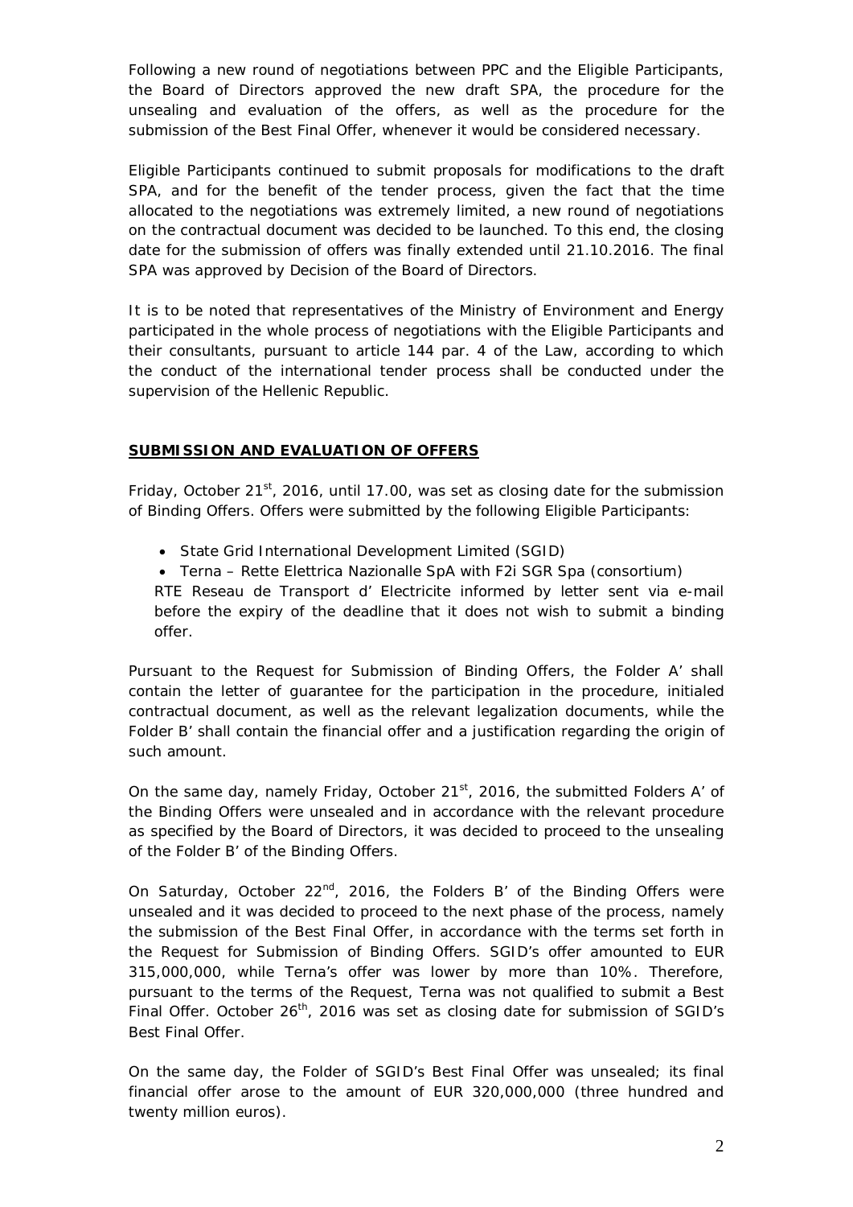Following a new round of negotiations between PPC and the Eligible Participants, the Board of Directors approved the new draft SPA, the procedure for the unsealing and evaluation of the offers, as well as the procedure for the submission of the Best Final Offer, whenever it would be considered necessary.

Eligible Participants continued to submit proposals for modifications to the draft SPA, and for the benefit of the tender process, given the fact that the time allocated to the negotiations was extremely limited, a new round of negotiations on the contractual document was decided to be launched. To this end, the closing date for the submission of offers was finally extended until 21.10.2016. The final SPA was approved by Decision of the Board of Directors.

It is to be noted that representatives of the Ministry of Environment and Energy participated in the whole process of negotiations with the Eligible Participants and their consultants, pursuant to article 144 par. 4 of the Law, according to which the conduct of the international tender process shall be conducted under the supervision of the Hellenic Republic.

## **SUBMISSION AND EVALUATION OF OFFERS**

Friday, October 21st, 2016, until 17.00, was set as closing date for the submission of Binding Offers. Offers were submitted by the following Eligible Participants:

- State Grid International Development Limited (SGID)
- Terna – Rette Elettrica Nazionalle SpA with F2i SGR Spa (consortium)

RTE Reseau de Transport d' Electricite informed by letter sent via e-mail before the expiry of the deadline that it does not wish to submit a binding offer.

Pursuant to the Request for Submission of Binding Offers, the Folder A' shall contain the letter of guarantee for the participation in the procedure, initialed contractual document, as well as the relevant legalization documents, while the Folder B' shall contain the financial offer and a justification regarding the origin of such amount.

On the same day, namely Friday, October 21st, 2016, the submitted Folders A' of the Binding Offers were unsealed and in accordance with the relevant procedure as specified by the Board of Directors, it was decided to proceed to the unsealing of the Folder B' of the Binding Offers.

On Saturday, October 22nd, 2016, the Folders B' of the Binding Offers were unsealed and it was decided to proceed to the next phase of the process, namely the submission of the Best Final Offer, in accordance with the terms set forth in the Request for Submission of Binding Offers. SGID's offer amounted to EUR 315,000,000, while Terna's offer was lower by more than 10%. Therefore, pursuant to the terms of the Request, Terna was not qualified to submit a Best Final Offer. October 26th, 2016 was set as closing date for submission of SGID's Best Final Offer.

On the same day, the Folder of SGID's Best Final Offer was unsealed; its final financial offer arose to the amount of EUR 320,000,000 (three hundred and twenty million euros).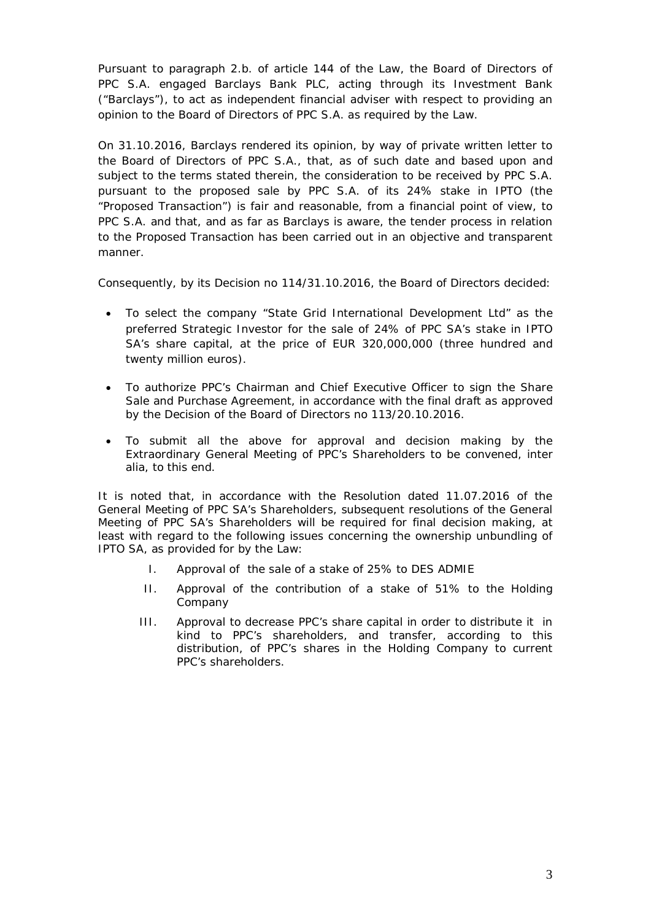Pursuant to paragraph 2.b. of article 144 of the Law, the Board of Directors of PPC S.A. engaged Barclays Bank PLC, acting through its Investment Bank ("Barclays"), to act as independent financial adviser with respect to providing an opinion to the Board of Directors of PPC S.A. as required by the Law.

On 31.10.2016, Barclays rendered its opinion, by way of private written letter to the Board of Directors of PPC S.A., that, as of such date and based upon and subject to the terms stated therein, the consideration to be received by PPC S.A. pursuant to the proposed sale by PPC S.A. of its 24% stake in IPTO (the "Proposed Transaction") is fair and reasonable, from a financial point of view, to PPC S.A. and that, and as far as Barclays is aware, the tender process in relation to the Proposed Transaction has been carried out in an objective and transparent manner.

Consequently, by its Decision no 114/31.10.2016, the Board of Directors decided:

- To select the company "State Grid International Development Ltd" as the preferred Strategic Investor for the sale of 24% of PPC SA's stake in IPTO SA's share capital, at the price of EUR 320,000,000 (three hundred and twenty million euros).
- To authorize PPC's Chairman and Chief Executive Officer to sign the Share Sale and Purchase Agreement, in accordance with the final draft as approved by the Decision of the Board of Directors no 113/20.10.2016.
- To submit all the above for approval and decision making by the Extraordinary General Meeting of PPC's Shareholders to be convened, inter alia, to this end.

It is noted that, in accordance with the Resolution dated 11.07.2016 of the General Meeting of PPC SA's Shareholders, subsequent resolutions of the General Meeting of PPC SA's Shareholders will be required for final decision making, at least with regard to the following issues concerning the ownership unbundling of IPTO SA, as provided for by the Law:

I. Approval of the sale of a stake of 25% to DES ADMIE
II. Approval of the contribution of a stake of 51% to the Holding Company
III. Approval to decrease PPC's share capital in order to distribute it in kind to PPC's shareholders, and transfer, according to this distribution, of PPC's shares in the Holding Company to current PPC's shareholders.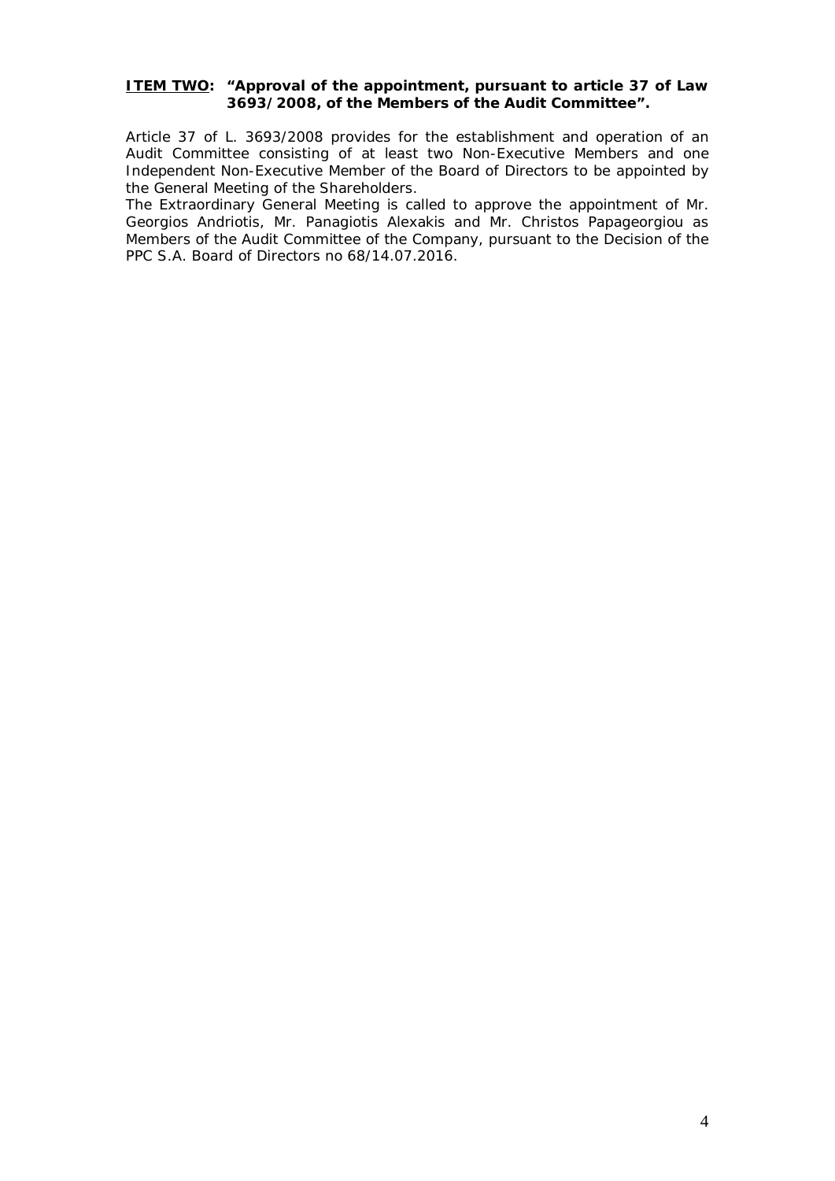**<u>ITEM TWO</u>: "Approval of the appointment, pursuant to article 37 of Law 3693/2008, of the Members of the Audit Committee".**

Article 37 of L. 3693/2008 provides for the establishment and operation of an Audit Committee consisting of at least two Non-Executive Members and one Independent Non-Executive Member of the Board of Directors to be appointed by the General Meeting of the Shareholders.

The Extraordinary General Meeting is called to approve the appointment of Mr. Georgios Andriotis, Mr. Panagiotis Alexakis and Mr. Christos Papageorgiou as Members of the Audit Committee of the Company, pursuant to the Decision of the PPC S.A. Board of Directors no 68/14.07.2016.